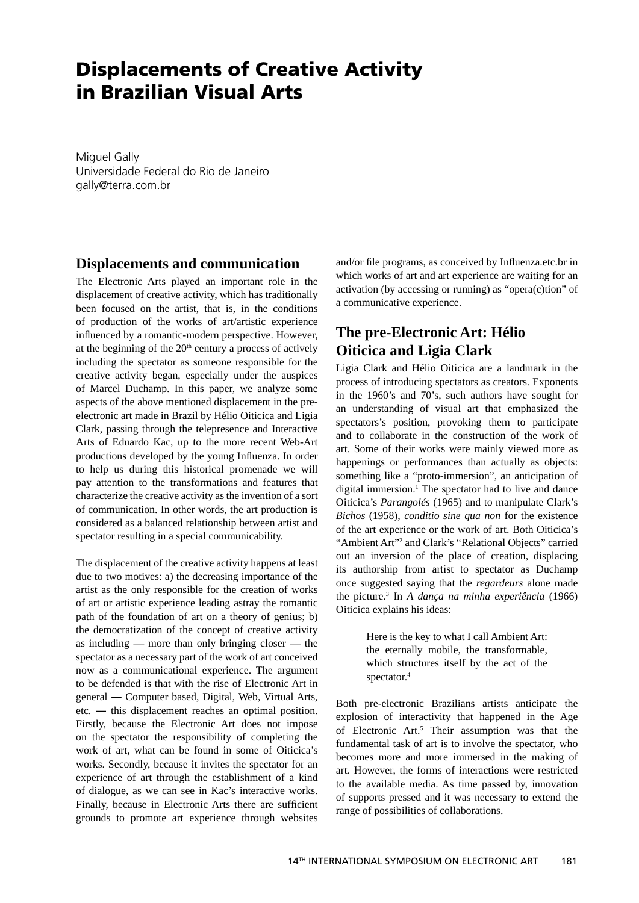# Displacements of Creative Activity in Brazilian Visual Arts

Miguel Gally
Universidade Federal do Rio de Janeiro
gally@terra.com.br

## Displacements and communication

The Electronic Arts played an important role in the displacement of creative activity, which has traditionally been focused on the artist, that is, in the conditions of production of the works of art/artistic experience influenced by a romantic-modern perspective. However, at the beginning of the 20th century a process of actively including the spectator as someone responsible for the creative activity began, especially under the auspices of Marcel Duchamp. In this paper, we analyze some aspects of the above mentioned displacement in the pre-electronic art made in Brazil by Hélio Oiticica and Ligia Clark, passing through the telepresence and Interactive Arts of Eduardo Kac, up to the more recent Web-Art productions developed by the young Influenza. In order to help us during this historical promenade we will pay attention to the transformations and features that characterize the creative activity as the invention of a sort of communication. In other words, the art production is considered as a balanced relationship between artist and spectator resulting in a special communicability.

The displacement of the creative activity happens at least due to two motives: a) the decreasing importance of the artist as the only responsible for the creation of works of art or artistic experience leading astray the romantic path of the foundation of art on a theory of genius; b) the democratization of the concept of creative activity as including — more than only bringing closer — the spectator as a necessary part of the work of art conceived now as a communicational experience. The argument to be defended is that with the rise of Electronic Art in general — Computer based, Digital, Web, Virtual Arts, etc. — this displacement reaches an optimal position. Firstly, because the Electronic Art does not impose on the spectator the responsibility of completing the work of art, what can be found in some of Oiticica's works. Secondly, because it invites the spectator for an experience of art through the establishment of a kind of dialogue, as we can see in Kac's interactive works. Finally, because in Electronic Arts there are sufficient grounds to promote art experience through websites and/or file programs, as conceived by Influenza.etc.br in which works of art and art experience are waiting for an activation (by accessing or running) as "opera(c)tion" of a communicative experience.

## The pre-Electronic Art: Hélio Oiticica and Ligia Clark

Ligia Clark and Hélio Oiticica are a landmark in the process of introducing spectators as creators. Exponents in the 1960's and 70's, such authors have sought for an understanding of visual art that emphasized the spectators's position, provoking them to participate and to collaborate in the construction of the work of art. Some of their works were mainly viewed more as happenings or performances than actually as objects: something like a "proto-immersion", an anticipation of digital immersion.[1] The spectator had to live and dance Oiticica's *Parangolés* (1965) and to manipulate Clark's *Bichos* (1958), *conditio sine qua non* for the existence of the art experience or the work of art. Both Oiticica's "Ambient Art"[2] and Clark's "Relational Objects" carried out an inversion of the place of creation, displacing its authorship from artist to spectator as Duchamp once suggested saying that the *regardeurs* alone made the picture.[3] In *A dança na minha experiência* (1966) Oiticica explains his ideas:

> Here is the key to what I call Ambient Art: the eternally mobile, the transformable, which structures itself by the act of the spectator.[4]

Both pre-electronic Brazilians artists anticipate the explosion of interactivity that happened in the Age of Electronic Art.[5] Their assumption was that the fundamental task of art is to involve the spectator, who becomes more and more immersed in the making of art. However, the forms of interactions were restricted to the available media. As time passed by, innovation of supports pressed and it was necessary to extend the range of possibilities of collaborations.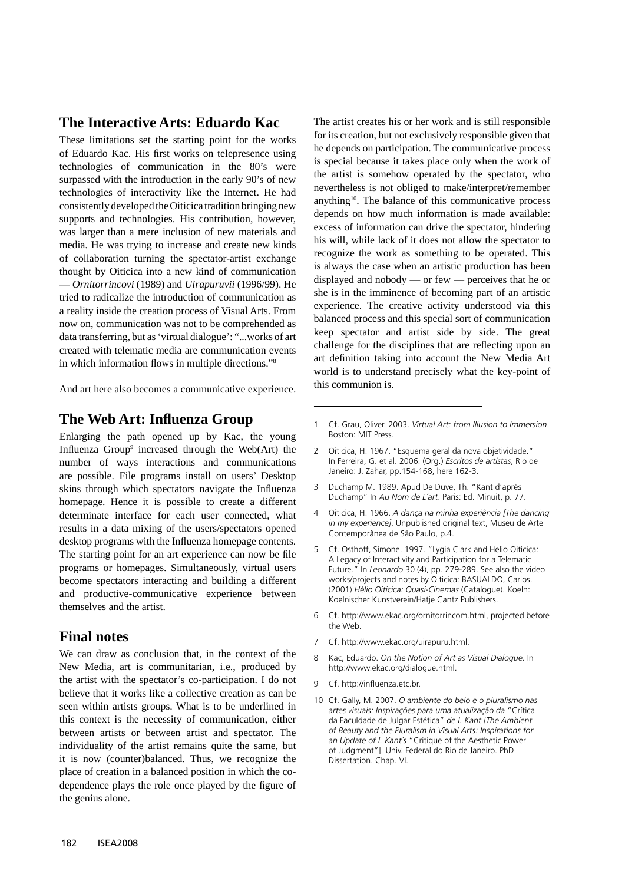## The Interactive Arts: Eduardo Kac

These limitations set the starting point for the works of Eduardo Kac. His first works on telepresence using technologies of communication in the 80's were surpassed with the introduction in the early 90's of new technologies of interactivity like the Internet. He had consistently developed the Oiticica tradition bringing new supports and technologies. His contribution, however, was larger than a mere inclusion of new materials and media. He was trying to increase and create new kinds of collaboration turning the spectator-artist exchange thought by Oiticica into a new kind of communication — *Ornitorrincovi* (1989) and *Uirapuruvii* (1996/99). He tried to radicalize the introduction of communication as a reality inside the creation process of Visual Arts. From now on, communication was not to be comprehended as data transferring, but as 'virtual dialogue': "...works of art created with telematic media are communication events in which information flows in multiple directions."[8]

And art here also becomes a communicative experience.

## The Web Art: Influenza Group

Enlarging the path opened up by Kac, the young Influenza Group[9] increased through the Web(Art) the number of ways interactions and communications are possible. File programs install on users' Desktop skins through which spectators navigate the Influenza homepage. Hence it is possible to create a different determinate interface for each user connected, what results in a data mixing of the users/spectators opened desktop programs with the Influenza homepage contents. The starting point for an art experience can now be file programs or homepages. Simultaneously, virtual users become spectators interacting and building a different and productive-communicative experience between themselves and the artist.

## Final notes

We can draw as conclusion that, in the context of the New Media, art is communitarian, i.e., produced by the artist with the spectator's co-participation. I do not believe that it works like a collective creation as can be seen within artists groups. What is to be underlined in this context is the necessity of communication, either between artists or between artist and spectator. The individuality of the artist remains quite the same, but it is now (counter)balanced. Thus, we recognize the place of creation in a balanced position in which the co-dependence plays the role once played by the figure of the genius alone.

The artist creates his or her work and is still responsible for its creation, but not exclusively responsible given that he depends on participation. The communicative process is special because it takes place only when the work of the artist is somehow operated by the spectator, who nevertheless is not obliged to make/interpret/remember anything[10]. The balance of this communicative process depends on how much information is made available: excess of information can drive the spectator, hindering his will, while lack of it does not allow the spectator to recognize the work as something to be operated. This is always the case when an artistic production has been displayed and nobody — or few — perceives that he or she is in the imminence of becoming part of an artistic experience. The creative activity understood via this balanced process and this special sort of communication keep spectator and artist side by side. The great challenge for the disciplines that are reflecting upon an art definition taking into account the New Media Art world is to understand precisely what the key-point of this communion is.

---

1 Cf. Grau, Oliver. 2003. *Virtual Art: from Illusion to Immersion*. Boston: MIT Press.

2 Oiticica, H. 1967. "Esquema geral da nova objetividade." In Ferreira, G. et al. 2006. (Org.) *Escritos de artistas*, Rio de Janeiro: J. Zahar, pp.154-168, here 162-3.

3 Duchamp M. 1989. Apud De Duve, Th. "Kant d'après Duchamp" In *Au Nom de L'art*. Paris: Ed. Minuit, p. 77.

4 Oiticica, H. 1966. *A dança na minha experiência [The dancing in my experience]*. Unpublished original text, Museu de Arte Contemporânea de São Paulo, p.4.

5 Cf. Osthoff, Simone. 1997. "Lygia Clark and Helio Oiticica: A Legacy of Interactivity and Participation for a Telematic Future." In *Leonardo* 30 (4), pp. 279-289. See also the video works/projects and notes by Oiticica: BASUALDO, Carlos. (2001) *Hélio Oiticica: Quasi-Cinemas* (Catalogue). Koeln: Koelnischer Kunstverein/Hatje Cantz Publishers.

6 Cf. http://www.ekac.org/ornitorrincom.html, projected before the Web.

7 Cf. http://www.ekac.org/uirapuru.html.

8 Kac, Eduardo. *On the Notion of Art as Visual Dialogue*. In http://www.ekac.org/dialogue.html.

9 Cf. http://influenza.etc.br.

10 Cf. Gally, M. 2007. *O ambiente do belo e o pluralismo nas artes visuais: Inspirações para uma atualização da* "Crítica da Faculdade de Julgar Estética" *de I. Kant [The Ambient of Beauty and the Pluralism in Visual Arts: Inspirations for an Update of I. Kant's* "Critique of the Aesthetic Power of Judgment"]. Univ. Federal do Rio de Janeiro. PhD Dissertation. Chap. VI.